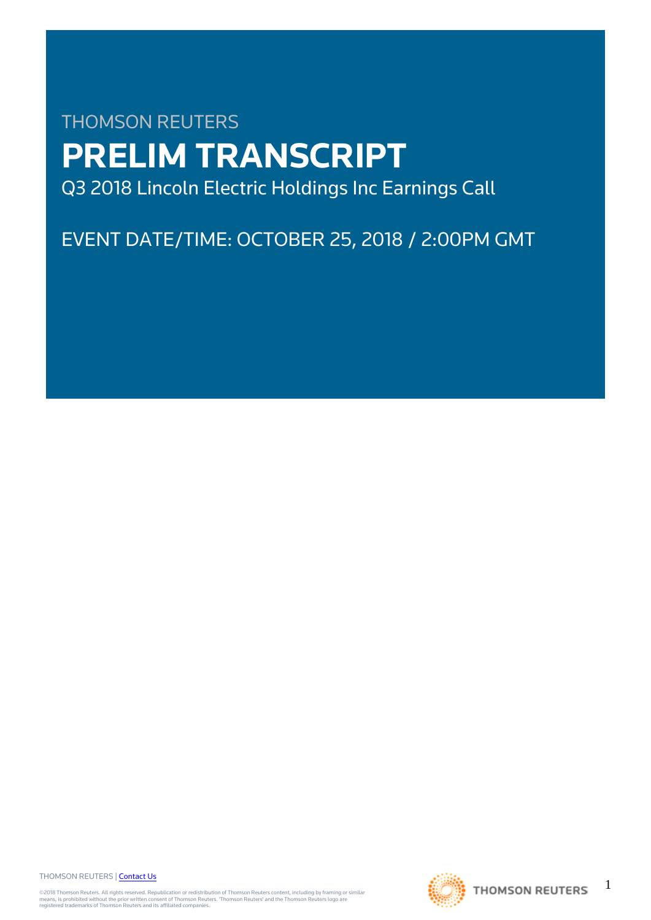THOMSON REUTERS

# PRELIM TRANSCRIPT

Q3 2018 Lincoln Electric Holdings Inc Earnings Call

EVENT DATE/TIME: OCTOBER 25, 2018 / 2:00PM GMT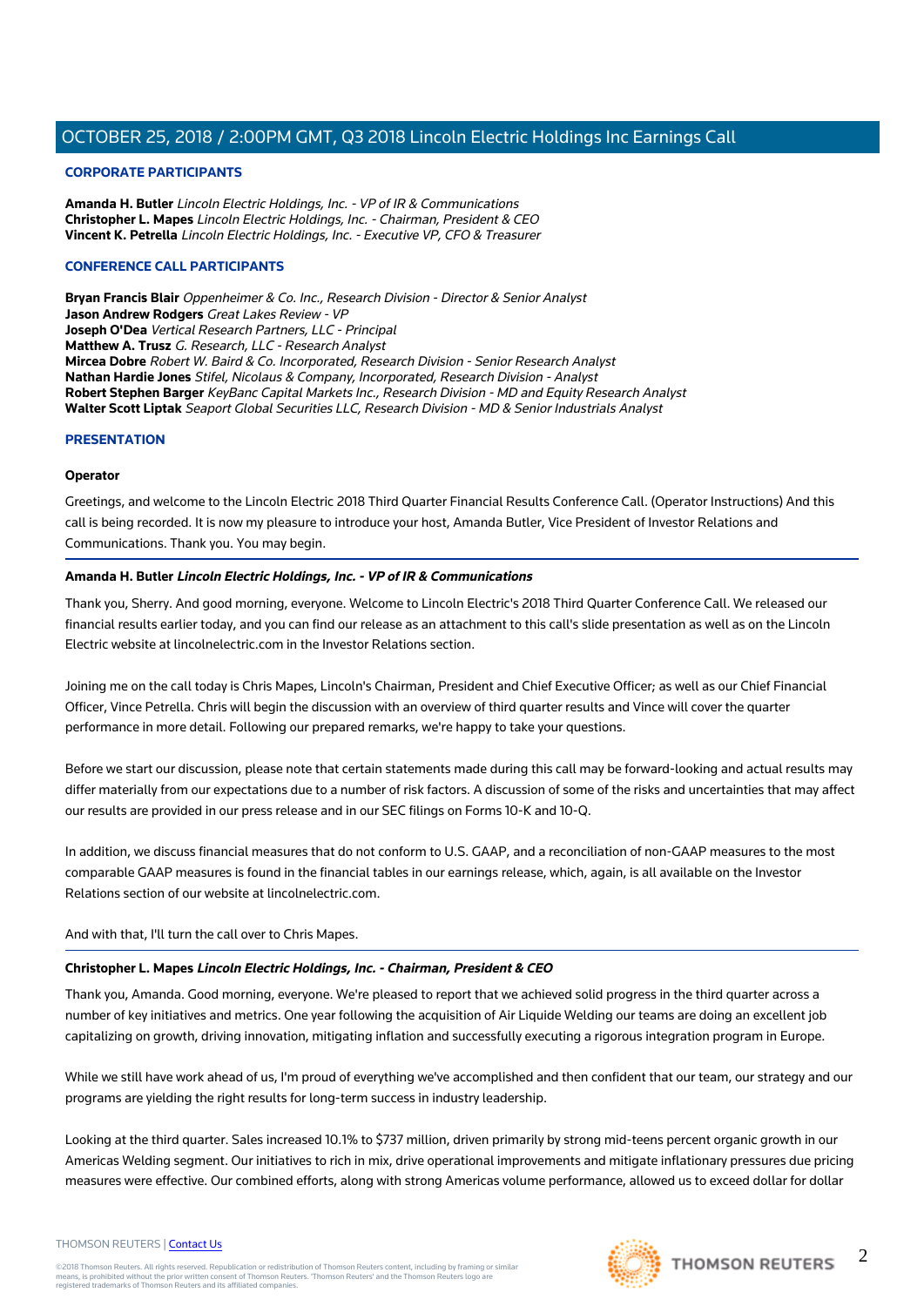### CORPORATE PARTICIPANTS

**Amanda H. Butler** *Lincoln Electric Holdings, Inc. - VP of IR & Communications*
**Christopher L. Mapes** *Lincoln Electric Holdings, Inc. - Chairman, President & CEO*
**Vincent K. Petrella** *Lincoln Electric Holdings, Inc. - Executive VP, CFO & Treasurer*

### CONFERENCE CALL PARTICIPANTS

**Bryan Francis Blair** *Oppenheimer & Co. Inc., Research Division - Director & Senior Analyst*
**Jason Andrew Rodgers** *Great Lakes Review - VP*
**Joseph O'Dea** *Vertical Research Partners, LLC - Principal*
**Matthew A. Trusz** *G. Research, LLC - Research Analyst*
**Mircea Dobre** *Robert W. Baird & Co. Incorporated, Research Division - Senior Research Analyst*
**Nathan Hardie Jones** *Stifel, Nicolaus & Company, Incorporated, Research Division - Analyst*
**Robert Stephen Barger** *KeyBanc Capital Markets Inc., Research Division - MD and Equity Research Analyst*
**Walter Scott Liptak** *Seaport Global Securities LLC, Research Division - MD & Senior Industrials Analyst*

### PRESENTATION

**Operator**

Greetings, and welcome to the Lincoln Electric 2018 Third Quarter Financial Results Conference Call. (Operator Instructions) And this call is being recorded. It is now my pleasure to introduce your host, Amanda Butler, Vice President of Investor Relations and Communications. Thank you. You may begin.

**Amanda H. Butler** ***Lincoln Electric Holdings, Inc. - VP of IR & Communications***

Thank you, Sherry. And good morning, everyone. Welcome to Lincoln Electric's 2018 Third Quarter Conference Call. We released our financial results earlier today, and you can find our release as an attachment to this call's slide presentation as well as on the Lincoln Electric website at lincolnelectric.com in the Investor Relations section.

Joining me on the call today is Chris Mapes, Lincoln's Chairman, President and Chief Executive Officer; as well as our Chief Financial Officer, Vince Petrella. Chris will begin the discussion with an overview of third quarter results and Vince will cover the quarter performance in more detail. Following our prepared remarks, we're happy to take your questions.

Before we start our discussion, please note that certain statements made during this call may be forward-looking and actual results may differ materially from our expectations due to a number of risk factors. A discussion of some of the risks and uncertainties that may affect our results are provided in our press release and in our SEC filings on Forms 10-K and 10-Q.

In addition, we discuss financial measures that do not conform to U.S. GAAP, and a reconciliation of non-GAAP measures to the most comparable GAAP measures is found in the financial tables in our earnings release, which, again, is all available on the Investor Relations section of our website at lincolnelectric.com.

And with that, I'll turn the call over to Chris Mapes.

**Christopher L. Mapes** ***Lincoln Electric Holdings, Inc. - Chairman, President & CEO***

Thank you, Amanda. Good morning, everyone. We're pleased to report that we achieved solid progress in the third quarter across a number of key initiatives and metrics. One year following the acquisition of Air Liquide Welding our teams are doing an excellent job capitalizing on growth, driving innovation, mitigating inflation and successfully executing a rigorous integration program in Europe.

While we still have work ahead of us, I'm proud of everything we've accomplished and then confident that our team, our strategy and our programs are yielding the right results for long-term success in industry leadership.

Looking at the third quarter. Sales increased 10.1% to $737 million, driven primarily by strong mid-teens percent organic growth in our Americas Welding segment. Our initiatives to rich in mix, drive operational improvements and mitigate inflationary pressures due pricing measures were effective. Our combined efforts, along with strong Americas volume performance, allowed us to exceed dollar for dollar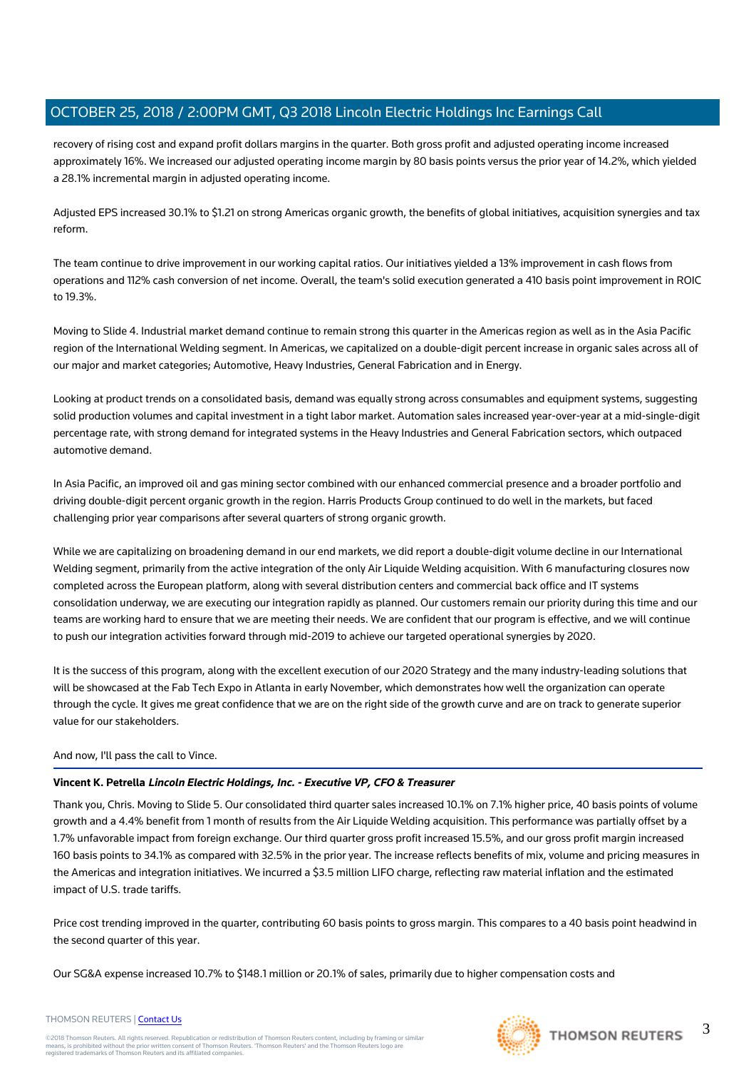recovery of rising cost and expand profit dollars margins in the quarter. Both gross profit and adjusted operating income increased approximately 16%. We increased our adjusted operating income margin by 80 basis points versus the prior year of 14.2%, which yielded a 28.1% incremental margin in adjusted operating income.

Adjusted EPS increased 30.1% to $1.21 on strong Americas organic growth, the benefits of global initiatives, acquisition synergies and tax reform.

The team continue to drive improvement in our working capital ratios. Our initiatives yielded a 13% improvement in cash flows from operations and 112% cash conversion of net income. Overall, the team's solid execution generated a 410 basis point improvement in ROIC to 19.3%.

Moving to Slide 4. Industrial market demand continue to remain strong this quarter in the Americas region as well as in the Asia Pacific region of the International Welding segment. In Americas, we capitalized on a double-digit percent increase in organic sales across all of our major and market categories; Automotive, Heavy Industries, General Fabrication and in Energy.

Looking at product trends on a consolidated basis, demand was equally strong across consumables and equipment systems, suggesting solid production volumes and capital investment in a tight labor market. Automation sales increased year-over-year at a mid-single-digit percentage rate, with strong demand for integrated systems in the Heavy Industries and General Fabrication sectors, which outpaced automotive demand.

In Asia Pacific, an improved oil and gas mining sector combined with our enhanced commercial presence and a broader portfolio and driving double-digit percent organic growth in the region. Harris Products Group continued to do well in the markets, but faced challenging prior year comparisons after several quarters of strong organic growth.

While we are capitalizing on broadening demand in our end markets, we did report a double-digit volume decline in our International Welding segment, primarily from the active integration of the only Air Liquide Welding acquisition. With 6 manufacturing closures now completed across the European platform, along with several distribution centers and commercial back office and IT systems consolidation underway, we are executing our integration rapidly as planned. Our customers remain our priority during this time and our teams are working hard to ensure that we are meeting their needs. We are confident that our program is effective, and we will continue to push our integration activities forward through mid-2019 to achieve our targeted operational synergies by 2020.

It is the success of this program, along with the excellent execution of our 2020 Strategy and the many industry-leading solutions that will be showcased at the Fab Tech Expo in Atlanta in early November, which demonstrates how well the organization can operate through the cycle. It gives me great confidence that we are on the right side of the growth curve and are on track to generate superior value for our stakeholders.

And now, I'll pass the call to Vince.

---

**Vincent K. Petrella** ***Lincoln Electric Holdings, Inc. - Executive VP, CFO & Treasurer***

Thank you, Chris. Moving to Slide 5. Our consolidated third quarter sales increased 10.1% on 7.1% higher price, 40 basis points of volume growth and a 4.4% benefit from 1 month of results from the Air Liquide Welding acquisition. This performance was partially offset by a 1.7% unfavorable impact from foreign exchange. Our third quarter gross profit increased 15.5%, and our gross profit margin increased 160 basis points to 34.1% as compared with 32.5% in the prior year. The increase reflects benefits of mix, volume and pricing measures in the Americas and integration initiatives. We incurred a $3.5 million LIFO charge, reflecting raw material inflation and the estimated impact of U.S. trade tariffs.

Price cost trending improved in the quarter, contributing 60 basis points to gross margin. This compares to a 40 basis point headwind in the second quarter of this year.

Our SG&A expense increased 10.7% to $148.1 million or 20.1% of sales, primarily due to higher compensation costs and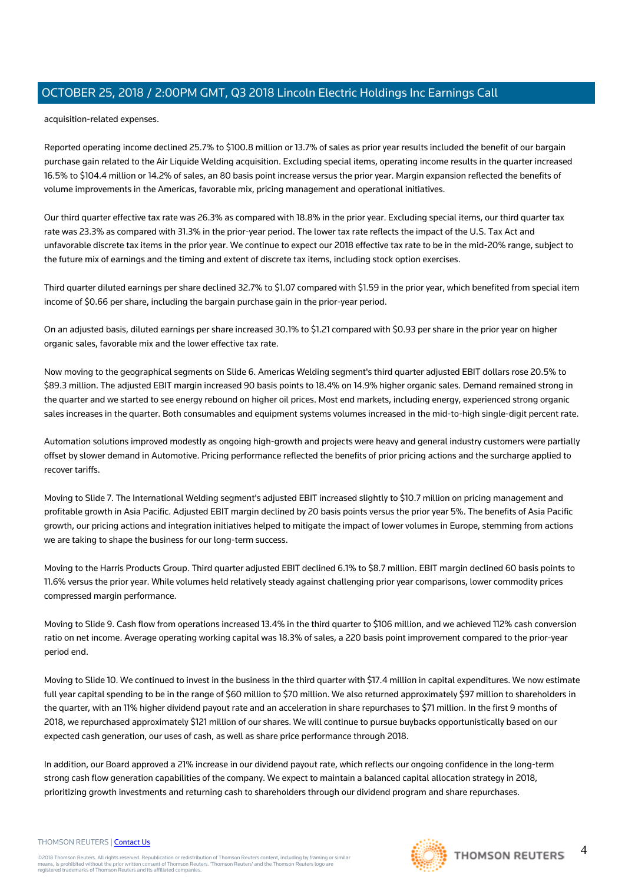acquisition-related expenses.

Reported operating income declined 25.7% to $100.8 million or 13.7% of sales as prior year results included the benefit of our bargain purchase gain related to the Air Liquide Welding acquisition. Excluding special items, operating income results in the quarter increased 16.5% to $104.4 million or 14.2% of sales, an 80 basis point increase versus the prior year. Margin expansion reflected the benefits of volume improvements in the Americas, favorable mix, pricing management and operational initiatives.

Our third quarter effective tax rate was 26.3% as compared with 18.8% in the prior year. Excluding special items, our third quarter tax rate was 23.3% as compared with 31.3% in the prior-year period. The lower tax rate reflects the impact of the U.S. Tax Act and unfavorable discrete tax items in the prior year. We continue to expect our 2018 effective tax rate to be in the mid-20% range, subject to the future mix of earnings and the timing and extent of discrete tax items, including stock option exercises.

Third quarter diluted earnings per share declined 32.7% to $1.07 compared with $1.59 in the prior year, which benefited from special item income of $0.66 per share, including the bargain purchase gain in the prior-year period.

On an adjusted basis, diluted earnings per share increased 30.1% to $1.21 compared with $0.93 per share in the prior year on higher organic sales, favorable mix and the lower effective tax rate.

Now moving to the geographical segments on Slide 6. Americas Welding segment's third quarter adjusted EBIT dollars rose 20.5% to $89.3 million. The adjusted EBIT margin increased 90 basis points to 18.4% on 14.9% higher organic sales. Demand remained strong in the quarter and we started to see energy rebound on higher oil prices. Most end markets, including energy, experienced strong organic sales increases in the quarter. Both consumables and equipment systems volumes increased in the mid-to-high single-digit percent rate.

Automation solutions improved modestly as ongoing high-growth and projects were heavy and general industry customers were partially offset by slower demand in Automotive. Pricing performance reflected the benefits of prior pricing actions and the surcharge applied to recover tariffs.

Moving to Slide 7. The International Welding segment's adjusted EBIT increased slightly to $10.7 million on pricing management and profitable growth in Asia Pacific. Adjusted EBIT margin declined by 20 basis points versus the prior year 5%. The benefits of Asia Pacific growth, our pricing actions and integration initiatives helped to mitigate the impact of lower volumes in Europe, stemming from actions we are taking to shape the business for our long-term success.

Moving to the Harris Products Group. Third quarter adjusted EBIT declined 6.1% to $8.7 million. EBIT margin declined 60 basis points to 11.6% versus the prior year. While volumes held relatively steady against challenging prior year comparisons, lower commodity prices compressed margin performance.

Moving to Slide 9. Cash flow from operations increased 13.4% in the third quarter to $106 million, and we achieved 112% cash conversion ratio on net income. Average operating working capital was 18.3% of sales, a 220 basis point improvement compared to the prior-year period end.

Moving to Slide 10. We continued to invest in the business in the third quarter with $17.4 million in capital expenditures. We now estimate full year capital spending to be in the range of $60 million to $70 million. We also returned approximately $97 million to shareholders in the quarter, with an 11% higher dividend payout rate and an acceleration in share repurchases to $71 million. In the first 9 months of 2018, we repurchased approximately $121 million of our shares. We will continue to pursue buybacks opportunistically based on our expected cash generation, our uses of cash, as well as share price performance through 2018.

In addition, our Board approved a 21% increase in our dividend payout rate, which reflects our ongoing confidence in the long-term strong cash flow generation capabilities of the company. We expect to maintain a balanced capital allocation strategy in 2018, prioritizing growth investments and returning cash to shareholders through our dividend program and share repurchases.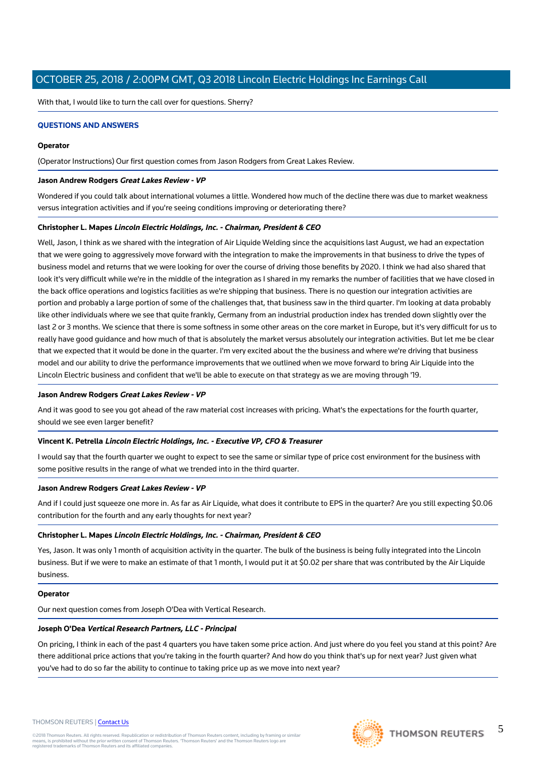With that, I would like to turn the call over for questions. Sherry?

## QUESTIONS AND ANSWERS

**Operator**

(Operator Instructions) Our first question comes from Jason Rodgers from Great Lakes Review.

**Jason Andrew Rodgers** ***Great Lakes Review - VP***

Wondered if you could talk about international volumes a little. Wondered how much of the decline there was due to market weakness versus integration activities and if you're seeing conditions improving or deteriorating there?

**Christopher L. Mapes** ***Lincoln Electric Holdings, Inc. - Chairman, President & CEO***

Well, Jason, I think as we shared with the integration of Air Liquide Welding since the acquisitions last August, we had an expectation that we were going to aggressively move forward with the integration to make the improvements in that business to drive the types of business model and returns that we were looking for over the course of driving those benefits by 2020. I think we had also shared that look it's very difficult while we're in the middle of the integration as I shared in my remarks the number of facilities that we have closed in the back office operations and logistics facilities as we're shipping that business. There is no question our integration activities are portion and probably a large portion of some of the challenges that, that business saw in the third quarter. I'm looking at data probably like other individuals where we see that quite frankly, Germany from an industrial production index has trended down slightly over the last 2 or 3 months. We science that there is some softness in some other areas on the core market in Europe, but it's very difficult for us to really have good guidance and how much of that is absolutely the market versus absolutely our integration activities. But let me be clear that we expected that it would be done in the quarter. I'm very excited about the the business and where we're driving that business model and our ability to drive the performance improvements that we outlined when we move forward to bring Air Liquide into the Lincoln Electric business and confident that we'll be able to execute on that strategy as we are moving through '19.

**Jason Andrew Rodgers** ***Great Lakes Review - VP***

And it was good to see you got ahead of the raw material cost increases with pricing. What's the expectations for the fourth quarter, should we see even larger benefit?

**Vincent K. Petrella** ***Lincoln Electric Holdings, Inc. - Executive VP, CFO & Treasurer***

I would say that the fourth quarter we ought to expect to see the same or similar type of price cost environment for the business with some positive results in the range of what we trended into in the third quarter.

**Jason Andrew Rodgers** ***Great Lakes Review - VP***

And if I could just squeeze one more in. As far as Air Liquide, what does it contribute to EPS in the quarter? Are you still expecting $0.06 contribution for the fourth and any early thoughts for next year?

**Christopher L. Mapes** ***Lincoln Electric Holdings, Inc. - Chairman, President & CEO***

Yes, Jason. It was only 1 month of acquisition activity in the quarter. The bulk of the business is being fully integrated into the Lincoln business. But if we were to make an estimate of that 1 month, I would put it at $0.02 per share that was contributed by the Air Liquide business.

**Operator**

Our next question comes from Joseph O'Dea with Vertical Research.

**Joseph O'Dea** ***Vertical Research Partners, LLC - Principal***

On pricing, I think in each of the past 4 quarters you have taken some price action. And just where do you feel you stand at this point? Are there additional price actions that you're taking in the fourth quarter? And how do you think that's up for next year? Just given what you've had to do so far the ability to continue to taking price up as we move into next year?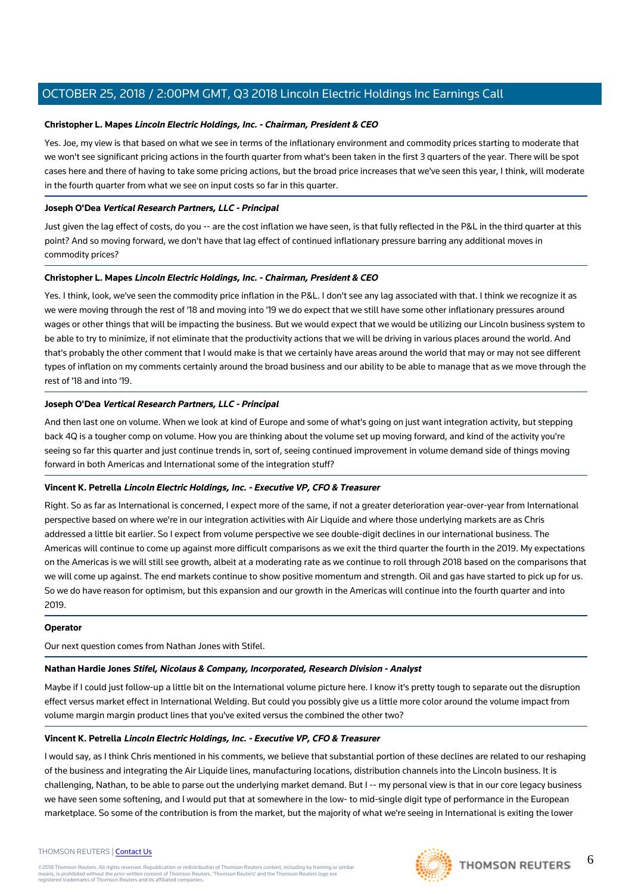**Christopher L. Mapes** ***Lincoln Electric Holdings, Inc. - Chairman, President & CEO***

Yes. Joe, my view is that based on what we see in terms of the inflationary environment and commodity prices starting to moderate that we won't see significant pricing actions in the fourth quarter from what's been taken in the first 3 quarters of the year. There will be spot cases here and there of having to take some pricing actions, but the broad price increases that we've seen this year, I think, will moderate in the fourth quarter from what we see on input costs so far in this quarter.

**Joseph O'Dea** ***Vertical Research Partners, LLC - Principal***

Just given the lag effect of costs, do you -- are the cost inflation we have seen, is that fully reflected in the P&L in the third quarter at this point? And so moving forward, we don't have that lag effect of continued inflationary pressure barring any additional moves in commodity prices?

**Christopher L. Mapes** ***Lincoln Electric Holdings, Inc. - Chairman, President & CEO***

Yes. I think, look, we've seen the commodity price inflation in the P&L. I don't see any lag associated with that. I think we recognize it as we were moving through the rest of '18 and moving into '19 we do expect that we still have some other inflationary pressures around wages or other things that will be impacting the business. But we would expect that we would be utilizing our Lincoln business system to be able to try to minimize, if not eliminate that the productivity actions that we will be driving in various places around the world. And that's probably the other comment that I would make is that we certainly have areas around the world that may or may not see different types of inflation on my comments certainly around the broad business and our ability to be able to manage that as we move through the rest of '18 and into '19.

**Joseph O'Dea** ***Vertical Research Partners, LLC - Principal***

And then last one on volume. When we look at kind of Europe and some of what's going on just want integration activity, but stepping back 4Q is a tougher comp on volume. How you are thinking about the volume set up moving forward, and kind of the activity you're seeing so far this quarter and just continue trends in, sort of, seeing continued improvement in volume demand side of things moving forward in both Americas and International some of the integration stuff?

**Vincent K. Petrella** ***Lincoln Electric Holdings, Inc. - Executive VP, CFO & Treasurer***

Right. So as far as International is concerned, I expect more of the same, if not a greater deterioration year-over-year from International perspective based on where we're in our integration activities with Air Liquide and where those underlying markets are as Chris addressed a little bit earlier. So I expect from volume perspective we see double-digit declines in our international business. The Americas will continue to come up against more difficult comparisons as we exit the third quarter the fourth in the 2019. My expectations on the Americas is we will still see growth, albeit at a moderating rate as we continue to roll through 2018 based on the comparisons that we will come up against. The end markets continue to show positive momentum and strength. Oil and gas have started to pick up for us. So we do have reason for optimism, but this expansion and our growth in the Americas will continue into the fourth quarter and into 2019.

**Operator**

Our next question comes from Nathan Jones with Stifel.

**Nathan Hardie Jones** ***Stifel, Nicolaus & Company, Incorporated, Research Division - Analyst***

Maybe if I could just follow-up a little bit on the International volume picture here. I know it's pretty tough to separate out the disruption effect versus market effect in International Welding. But could you possibly give us a little more color around the volume impact from volume margin margin product lines that you've exited versus the combined the other two?

**Vincent K. Petrella** ***Lincoln Electric Holdings, Inc. - Executive VP, CFO & Treasurer***

I would say, as I think Chris mentioned in his comments, we believe that substantial portion of these declines are related to our reshaping of the business and integrating the Air Liquide lines, manufacturing locations, distribution channels into the Lincoln business. It is challenging, Nathan, to be able to parse out the underlying market demand. But I -- my personal view is that in our core legacy business we have seen some softening, and I would put that at somewhere in the low- to mid-single digit type of performance in the European marketplace. So some of the contribution is from the market, but the majority of what we're seeing in International is exiting the lower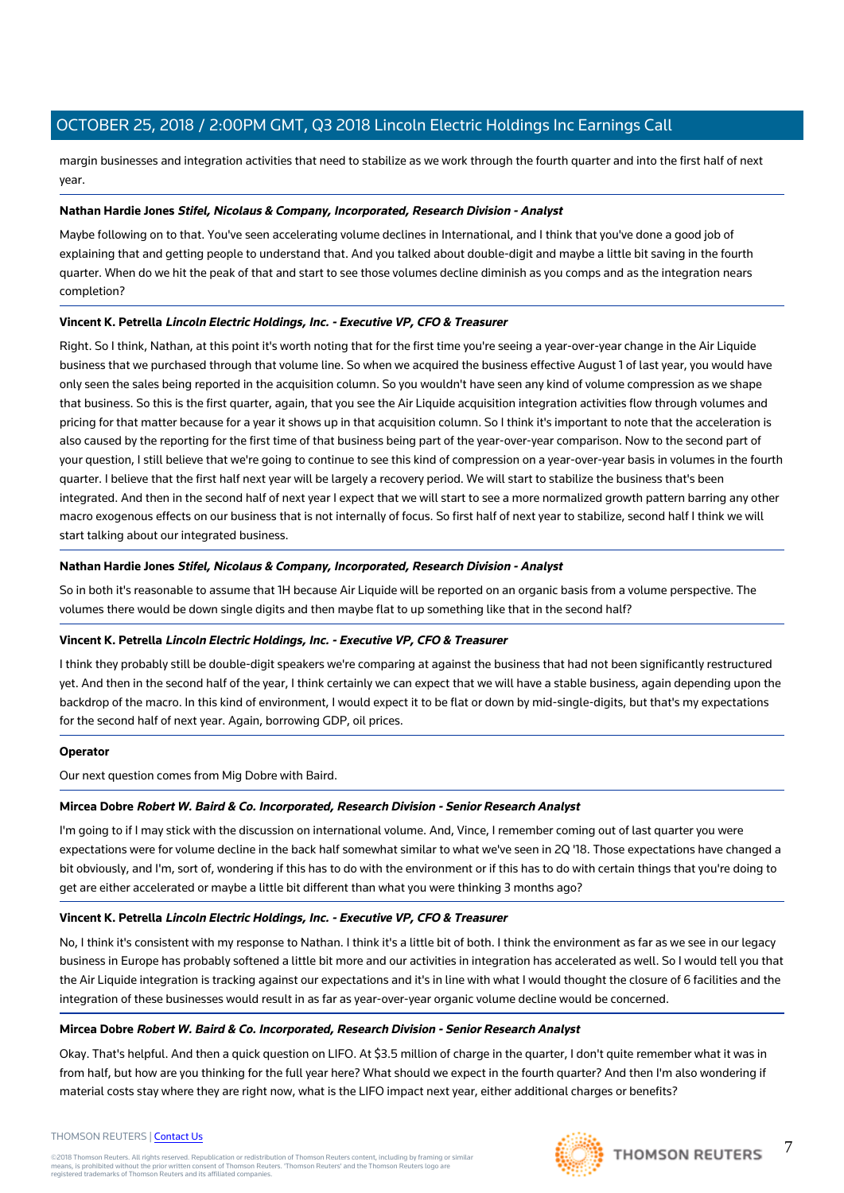margin businesses and integration activities that need to stabilize as we work through the fourth quarter and into the first half of next year.

**Nathan Hardie Jones** ***Stifel, Nicolaus & Company, Incorporated, Research Division - Analyst***

Maybe following on to that. You've seen accelerating volume declines in International, and I think that you've done a good job of explaining that and getting people to understand that. And you talked about double-digit and maybe a little bit saving in the fourth quarter. When do we hit the peak of that and start to see those volumes decline diminish as you comps and as the integration nears completion?

**Vincent K. Petrella** ***Lincoln Electric Holdings, Inc. - Executive VP, CFO & Treasurer***

Right. So I think, Nathan, at this point it's worth noting that for the first time you're seeing a year-over-year change in the Air Liquide business that we purchased through that volume line. So when we acquired the business effective August 1 of last year, you would have only seen the sales being reported in the acquisition column. So you wouldn't have seen any kind of volume compression as we shape that business. So this is the first quarter, again, that you see the Air Liquide acquisition integration activities flow through volumes and pricing for that matter because for a year it shows up in that acquisition column. So I think it's important to note that the acceleration is also caused by the reporting for the first time of that business being part of the year-over-year comparison. Now to the second part of your question, I still believe that we're going to continue to see this kind of compression on a year-over-year basis in volumes in the fourth quarter. I believe that the first half next year will be largely a recovery period. We will start to stabilize the business that's been integrated. And then in the second half of next year I expect that we will start to see a more normalized growth pattern barring any other macro exogenous effects on our business that is not internally of focus. So first half of next year to stabilize, second half I think we will start talking about our integrated business.

**Nathan Hardie Jones** ***Stifel, Nicolaus & Company, Incorporated, Research Division - Analyst***

So in both it's reasonable to assume that 1H because Air Liquide will be reported on an organic basis from a volume perspective. The volumes there would be down single digits and then maybe flat to up something like that in the second half?

**Vincent K. Petrella** ***Lincoln Electric Holdings, Inc. - Executive VP, CFO & Treasurer***

I think they probably still be double-digit speakers we're comparing at against the business that had not been significantly restructured yet. And then in the second half of the year, I think certainly we can expect that we will have a stable business, again depending upon the backdrop of the macro. In this kind of environment, I would expect it to be flat or down by mid-single-digits, but that's my expectations for the second half of next year. Again, borrowing GDP, oil prices.

**Operator**

Our next question comes from Mig Dobre with Baird.

**Mircea Dobre** ***Robert W. Baird & Co. Incorporated, Research Division - Senior Research Analyst***

I'm going to if I may stick with the discussion on international volume. And, Vince, I remember coming out of last quarter you were expectations were for volume decline in the back half somewhat similar to what we've seen in 2Q '18. Those expectations have changed a bit obviously, and I'm, sort of, wondering if this has to do with the environment or if this has to do with certain things that you're doing to get are either accelerated or maybe a little bit different than what you were thinking 3 months ago?

**Vincent K. Petrella** ***Lincoln Electric Holdings, Inc. - Executive VP, CFO & Treasurer***

No, I think it's consistent with my response to Nathan. I think it's a little bit of both. I think the environment as far as we see in our legacy business in Europe has probably softened a little bit more and our activities in integration has accelerated as well. So I would tell you that the Air Liquide integration is tracking against our expectations and it's in line with what I would thought the closure of 6 facilities and the integration of these businesses would result in as far as year-over-year organic volume decline would be concerned.

**Mircea Dobre** ***Robert W. Baird & Co. Incorporated, Research Division - Senior Research Analyst***

Okay. That's helpful. And then a quick question on LIFO. At $3.5 million of charge in the quarter, I don't quite remember what it was in from half, but how are you thinking for the full year here? What should we expect in the fourth quarter? And then I'm also wondering if material costs stay where they are right now, what is the LIFO impact next year, either additional charges or benefits?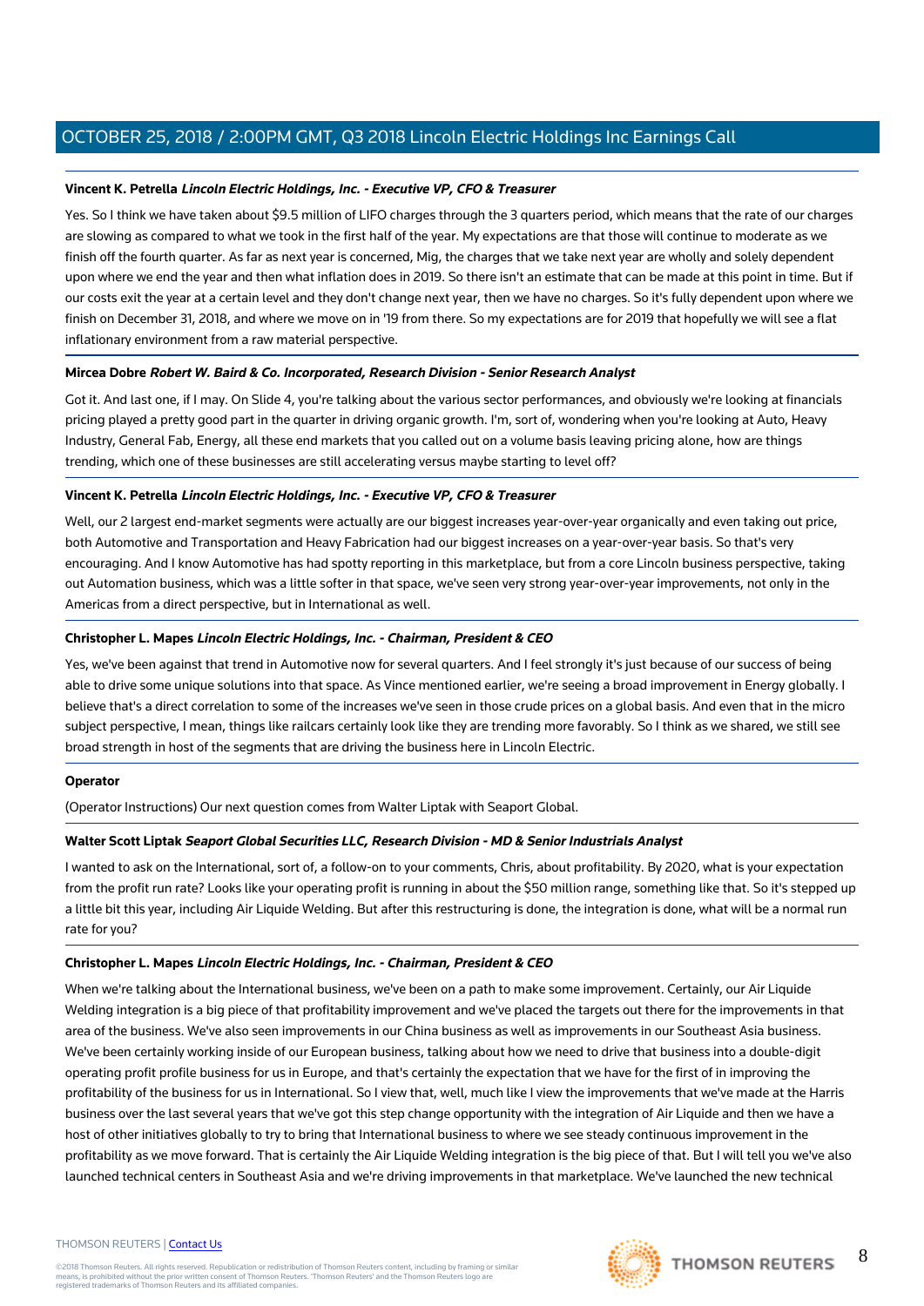**Vincent K. Petrella** ***Lincoln Electric Holdings, Inc. - Executive VP, CFO & Treasurer***

Yes. So I think we have taken about $9.5 million of LIFO charges through the 3 quarters period, which means that the rate of our charges are slowing as compared to what we took in the first half of the year. My expectations are that those will continue to moderate as we finish off the fourth quarter. As far as next year is concerned, Mig, the charges that we take next year are wholly and solely dependent upon where we end the year and then what inflation does in 2019. So there isn't an estimate that can be made at this point in time. But if our costs exit the year at a certain level and they don't change next year, then we have no charges. So it's fully dependent upon where we finish on December 31, 2018, and where we move on in '19 from there. So my expectations are for 2019 that hopefully we will see a flat inflationary environment from a raw material perspective.

**Mircea Dobre** ***Robert W. Baird & Co. Incorporated, Research Division - Senior Research Analyst***

Got it. And last one, if I may. On Slide 4, you're talking about the various sector performances, and obviously we're looking at financials pricing played a pretty good part in the quarter in driving organic growth. I'm, sort of, wondering when you're looking at Auto, Heavy Industry, General Fab, Energy, all these end markets that you called out on a volume basis leaving pricing alone, how are things trending, which one of these businesses are still accelerating versus maybe starting to level off?

**Vincent K. Petrella** ***Lincoln Electric Holdings, Inc. - Executive VP, CFO & Treasurer***

Well, our 2 largest end-market segments were actually are our biggest increases year-over-year organically and even taking out price, both Automotive and Transportation and Heavy Fabrication had our biggest increases on a year-over-year basis. So that's very encouraging. And I know Automotive has had spotty reporting in this marketplace, but from a core Lincoln business perspective, taking out Automation business, which was a little softer in that space, we've seen very strong year-over-year improvements, not only in the Americas from a direct perspective, but in International as well.

**Christopher L. Mapes** ***Lincoln Electric Holdings, Inc. - Chairman, President & CEO***

Yes, we've been against that trend in Automotive now for several quarters. And I feel strongly it's just because of our success of being able to drive some unique solutions into that space. As Vince mentioned earlier, we're seeing a broad improvement in Energy globally. I believe that's a direct correlation to some of the increases we've seen in those crude prices on a global basis. And even that in the micro subject perspective, I mean, things like railcars certainly look like they are trending more favorably. So I think as we shared, we still see broad strength in host of the segments that are driving the business here in Lincoln Electric.

**Operator**

(Operator Instructions) Our next question comes from Walter Liptak with Seaport Global.

**Walter Scott Liptak** ***Seaport Global Securities LLC, Research Division - MD & Senior Industrials Analyst***

I wanted to ask on the International, sort of, a follow-on to your comments, Chris, about profitability. By 2020, what is your expectation from the profit run rate? Looks like your operating profit is running in about the $50 million range, something like that. So it's stepped up a little bit this year, including Air Liquide Welding. But after this restructuring is done, the integration is done, what will be a normal run rate for you?

**Christopher L. Mapes** ***Lincoln Electric Holdings, Inc. - Chairman, President & CEO***

When we're talking about the International business, we've been on a path to make some improvement. Certainly, our Air Liquide Welding integration is a big piece of that profitability improvement and we've placed the targets out there for the improvements in that area of the business. We've also seen improvements in our China business as well as improvements in our Southeast Asia business. We've been certainly working inside of our European business, talking about how we need to drive that business into a double-digit operating profit profile business for us in Europe, and that's certainly the expectation that we have for the first of in improving the profitability of the business for us in International. So I view that, well, much like I view the improvements that we've made at the Harris business over the last several years that we've got this step change opportunity with the integration of Air Liquide and then we have a host of other initiatives globally to try to bring that International business to where we see steady continuous improvement in the profitability as we move forward. That is certainly the Air Liquide Welding integration is the big piece of that. But I will tell you we've also launched technical centers in Southeast Asia and we're driving improvements in that marketplace. We've launched the new technical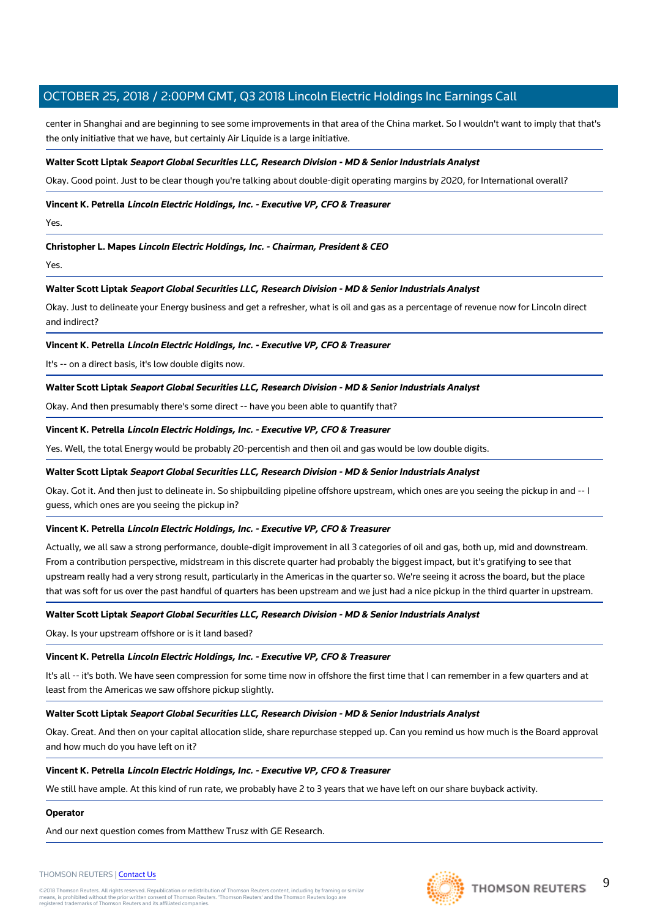center in Shanghai and are beginning to see some improvements in that area of the China market. So I wouldn't want to imply that that's the only initiative that we have, but certainly Air Liquide is a large initiative.

**Walter Scott Liptak** ***Seaport Global Securities LLC, Research Division - MD & Senior Industrials Analyst***

Okay. Good point. Just to be clear though you're talking about double-digit operating margins by 2020, for International overall?

**Vincent K. Petrella** ***Lincoln Electric Holdings, Inc. - Executive VP, CFO & Treasurer***

Yes.

**Christopher L. Mapes** ***Lincoln Electric Holdings, Inc. - Chairman, President & CEO***

Yes.

**Walter Scott Liptak** ***Seaport Global Securities LLC, Research Division - MD & Senior Industrials Analyst***

Okay. Just to delineate your Energy business and get a refresher, what is oil and gas as a percentage of revenue now for Lincoln direct and indirect?

**Vincent K. Petrella** ***Lincoln Electric Holdings, Inc. - Executive VP, CFO & Treasurer***

It's -- on a direct basis, it's low double digits now.

**Walter Scott Liptak** ***Seaport Global Securities LLC, Research Division - MD & Senior Industrials Analyst***

Okay. And then presumably there's some direct -- have you been able to quantify that?

**Vincent K. Petrella** ***Lincoln Electric Holdings, Inc. - Executive VP, CFO & Treasurer***

Yes. Well, the total Energy would be probably 20-percentish and then oil and gas would be low double digits.

**Walter Scott Liptak** ***Seaport Global Securities LLC, Research Division - MD & Senior Industrials Analyst***

Okay. Got it. And then just to delineate in. So shipbuilding pipeline offshore upstream, which ones are you seeing the pickup in and -- I guess, which ones are you seeing the pickup in?

**Vincent K. Petrella** ***Lincoln Electric Holdings, Inc. - Executive VP, CFO & Treasurer***

Actually, we all saw a strong performance, double-digit improvement in all 3 categories of oil and gas, both up, mid and downstream. From a contribution perspective, midstream in this discrete quarter had probably the biggest impact, but it's gratifying to see that upstream really had a very strong result, particularly in the Americas in the quarter so. We're seeing it across the board, but the place that was soft for us over the past handful of quarters has been upstream and we just had a nice pickup in the third quarter in upstream.

**Walter Scott Liptak** ***Seaport Global Securities LLC, Research Division - MD & Senior Industrials Analyst***

Okay. Is your upstream offshore or is it land based?

**Vincent K. Petrella** ***Lincoln Electric Holdings, Inc. - Executive VP, CFO & Treasurer***

It's all -- it's both. We have seen compression for some time now in offshore the first time that I can remember in a few quarters and at least from the Americas we saw offshore pickup slightly.

**Walter Scott Liptak** ***Seaport Global Securities LLC, Research Division - MD & Senior Industrials Analyst***

Okay. Great. And then on your capital allocation slide, share repurchase stepped up. Can you remind us how much is the Board approval and how much do you have left on it?

**Vincent K. Petrella** ***Lincoln Electric Holdings, Inc. - Executive VP, CFO & Treasurer***

We still have ample. At this kind of run rate, we probably have 2 to 3 years that we have left on our share buyback activity.

**Operator**

And our next question comes from Matthew Trusz with GE Research.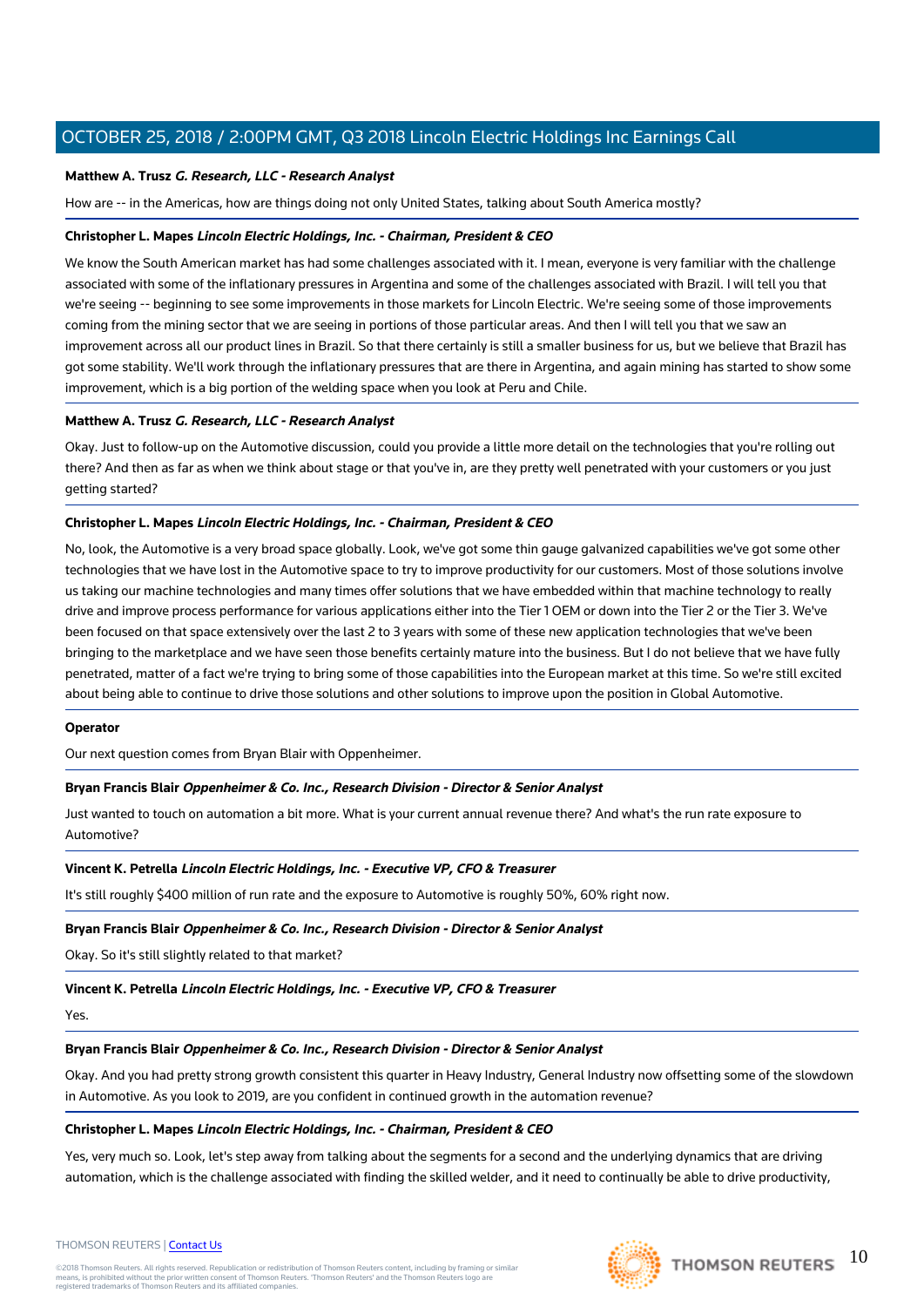**Matthew A. Trusz** ***G. Research, LLC - Research Analyst***

How are -- in the Americas, how are things doing not only United States, talking about South America mostly?

**Christopher L. Mapes** ***Lincoln Electric Holdings, Inc. - Chairman, President & CEO***

We know the South American market has had some challenges associated with it. I mean, everyone is very familiar with the challenge associated with some of the inflationary pressures in Argentina and some of the challenges associated with Brazil. I will tell you that we're seeing -- beginning to see some improvements in those markets for Lincoln Electric. We're seeing some of those improvements coming from the mining sector that we are seeing in portions of those particular areas. And then I will tell you that we saw an improvement across all our product lines in Brazil. So that there certainly is still a smaller business for us, but we believe that Brazil has got some stability. We'll work through the inflationary pressures that are there in Argentina, and again mining has started to show some improvement, which is a big portion of the welding space when you look at Peru and Chile.

**Matthew A. Trusz** ***G. Research, LLC - Research Analyst***

Okay. Just to follow-up on the Automotive discussion, could you provide a little more detail on the technologies that you're rolling out there? And then as far as when we think about stage or that you've in, are they pretty well penetrated with your customers or you just getting started?

**Christopher L. Mapes** ***Lincoln Electric Holdings, Inc. - Chairman, President & CEO***

No, look, the Automotive is a very broad space globally. Look, we've got some thin gauge galvanized capabilities we've got some other technologies that we have lost in the Automotive space to try to improve productivity for our customers. Most of those solutions involve us taking our machine technologies and many times offer solutions that we have embedded within that machine technology to really drive and improve process performance for various applications either into the Tier 1 OEM or down into the Tier 2 or the Tier 3. We've been focused on that space extensively over the last 2 to 3 years with some of these new application technologies that we've been bringing to the marketplace and we have seen those benefits certainly mature into the business. But I do not believe that we have fully penetrated, matter of a fact we're trying to bring some of those capabilities into the European market at this time. So we're still excited about being able to continue to drive those solutions and other solutions to improve upon the position in Global Automotive.

**Operator**

Our next question comes from Bryan Blair with Oppenheimer.

**Bryan Francis Blair** ***Oppenheimer & Co. Inc., Research Division - Director & Senior Analyst***

Just wanted to touch on automation a bit more. What is your current annual revenue there? And what's the run rate exposure to Automotive?

**Vincent K. Petrella** ***Lincoln Electric Holdings, Inc. - Executive VP, CFO & Treasurer***

It's still roughly $400 million of run rate and the exposure to Automotive is roughly 50%, 60% right now.

**Bryan Francis Blair** ***Oppenheimer & Co. Inc., Research Division - Director & Senior Analyst***

Okay. So it's still slightly related to that market?

**Vincent K. Petrella** ***Lincoln Electric Holdings, Inc. - Executive VP, CFO & Treasurer***

Yes.

**Bryan Francis Blair** ***Oppenheimer & Co. Inc., Research Division - Director & Senior Analyst***

Okay. And you had pretty strong growth consistent this quarter in Heavy Industry, General Industry now offsetting some of the slowdown in Automotive. As you look to 2019, are you confident in continued growth in the automation revenue?

**Christopher L. Mapes** ***Lincoln Electric Holdings, Inc. - Chairman, President & CEO***

Yes, very much so. Look, let's step away from talking about the segments for a second and the underlying dynamics that are driving automation, which is the challenge associated with finding the skilled welder, and it need to continually be able to drive productivity,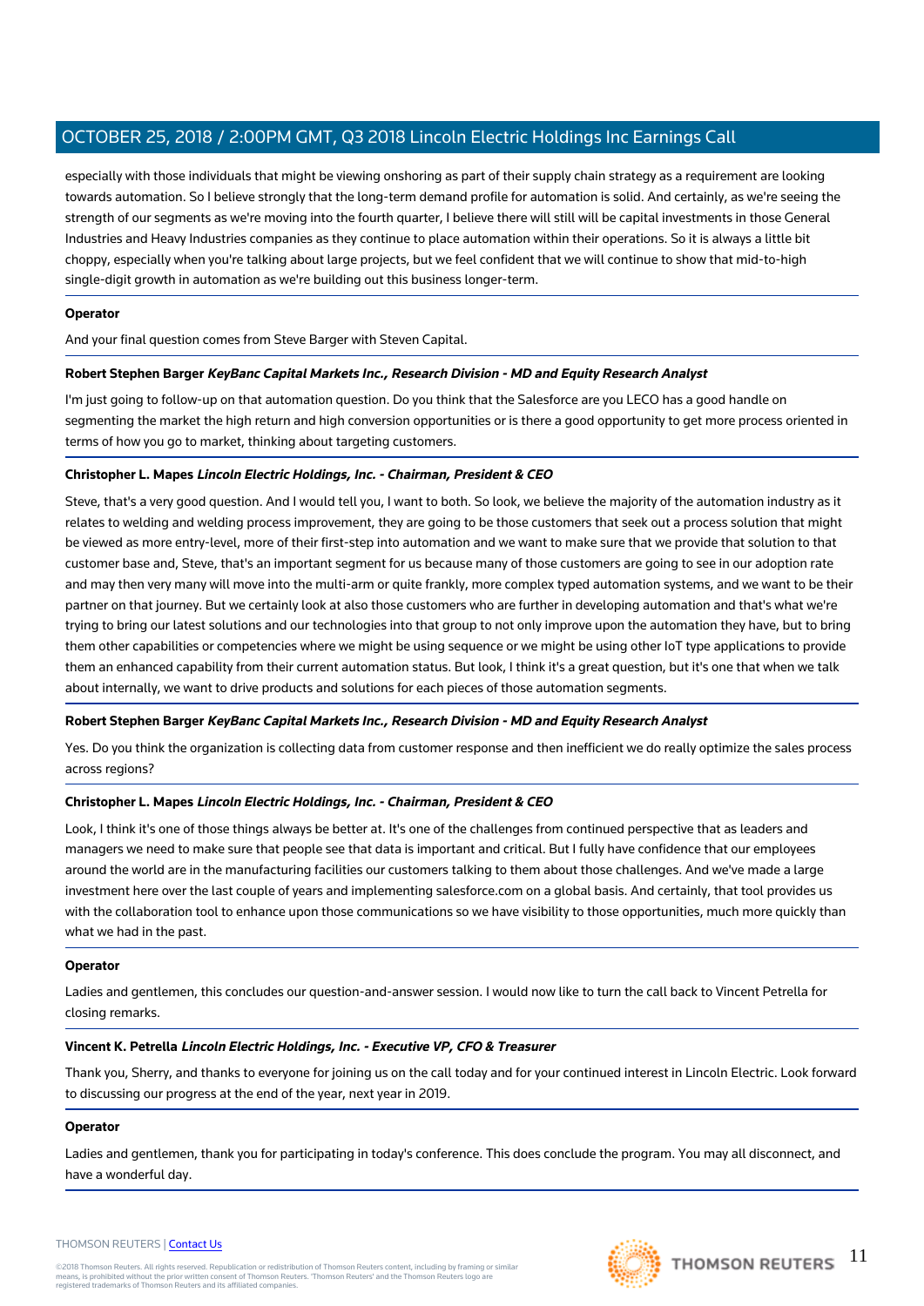especially with those individuals that might be viewing onshoring as part of their supply chain strategy as a requirement are looking towards automation. So I believe strongly that the long-term demand profile for automation is solid. And certainly, as we're seeing the strength of our segments as we're moving into the fourth quarter, I believe there will still will be capital investments in those General Industries and Heavy Industries companies as they continue to place automation within their operations. So it is always a little bit choppy, especially when you're talking about large projects, but we feel confident that we will continue to show that mid-to-high single-digit growth in automation as we're building out this business longer-term.

**Operator**

And your final question comes from Steve Barger with Steven Capital.

**Robert Stephen Barger** ***KeyBanc Capital Markets Inc., Research Division - MD and Equity Research Analyst***

I'm just going to follow-up on that automation question. Do you think that the Salesforce are you LECO has a good handle on segmenting the market the high return and high conversion opportunities or is there a good opportunity to get more process oriented in terms of how you go to market, thinking about targeting customers.

**Christopher L. Mapes** ***Lincoln Electric Holdings, Inc. - Chairman, President & CEO***

Steve, that's a very good question. And I would tell you, I want to both. So look, we believe the majority of the automation industry as it relates to welding and welding process improvement, they are going to be those customers that seek out a process solution that might be viewed as more entry-level, more of their first-step into automation and we want to make sure that we provide that solution to that customer base and, Steve, that's an important segment for us because many of those customers are going to see in our adoption rate and may then very many will move into the multi-arm or quite frankly, more complex typed automation systems, and we want to be their partner on that journey. But we certainly look at also those customers who are further in developing automation and that's what we're trying to bring our latest solutions and our technologies into that group to not only improve upon the automation they have, but to bring them other capabilities or competencies where we might be using sequence or we might be using other IoT type applications to provide them an enhanced capability from their current automation status. But look, I think it's a great question, but it's one that when we talk about internally, we want to drive products and solutions for each pieces of those automation segments.

**Robert Stephen Barger** ***KeyBanc Capital Markets Inc., Research Division - MD and Equity Research Analyst***

Yes. Do you think the organization is collecting data from customer response and then inefficient we do really optimize the sales process across regions?

**Christopher L. Mapes** ***Lincoln Electric Holdings, Inc. - Chairman, President & CEO***

Look, I think it's one of those things always be better at. It's one of the challenges from continued perspective that as leaders and managers we need to make sure that people see that data is important and critical. But I fully have confidence that our employees around the world are in the manufacturing facilities our customers talking to them about those challenges. And we've made a large investment here over the last couple of years and implementing salesforce.com on a global basis. And certainly, that tool provides us with the collaboration tool to enhance upon those communications so we have visibility to those opportunities, much more quickly than what we had in the past.

**Operator**

Ladies and gentlemen, this concludes our question-and-answer session. I would now like to turn the call back to Vincent Petrella for closing remarks.

**Vincent K. Petrella** ***Lincoln Electric Holdings, Inc. - Executive VP, CFO & Treasurer***

Thank you, Sherry, and thanks to everyone for joining us on the call today and for your continued interest in Lincoln Electric. Look forward to discussing our progress at the end of the year, next year in 2019.

**Operator**

Ladies and gentlemen, thank you for participating in today's conference. This does conclude the program. You may all disconnect, and have a wonderful day.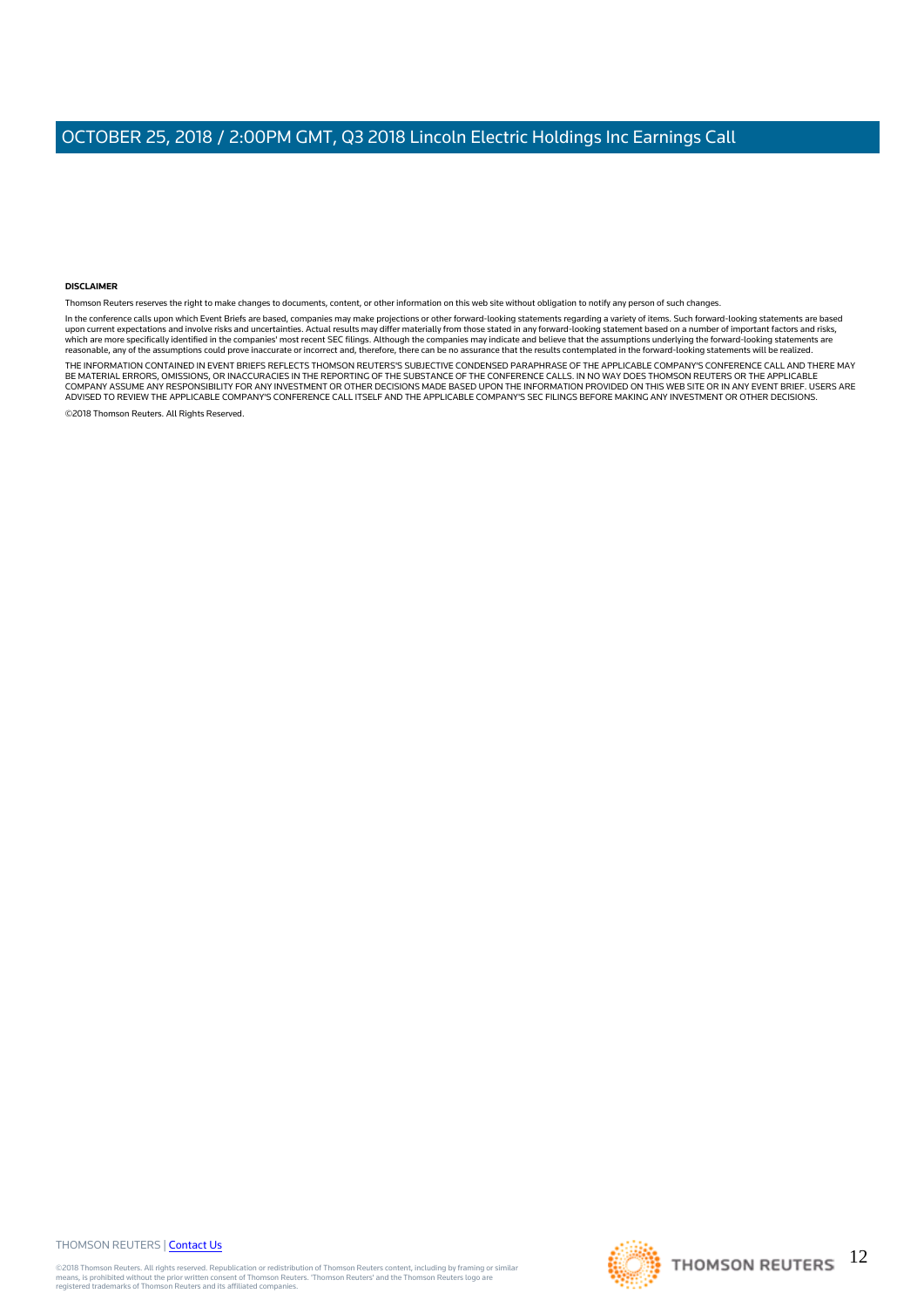**DISCLAIMER**

Thomson Reuters reserves the right to make changes to documents, content, or other information on this web site without obligation to notify any person of such changes.

In the conference calls upon which Event Briefs are based, companies may make projections or other forward-looking statements regarding a variety of items. Such forward-looking statements are based upon current expectations and involve risks and uncertainties. Actual results may differ materially from those stated in any forward-looking statement based on a number of important factors and risks, which are more specifically identified in the companies' most recent SEC filings. Although the companies may indicate and believe that the assumptions underlying the forward-looking statements are reasonable, any of the assumptions could prove inaccurate or incorrect and, therefore, there can be no assurance that the results contemplated in the forward-looking statements will be realized.

THE INFORMATION CONTAINED IN EVENT BRIEFS REFLECTS THOMSON REUTERS'S SUBJECTIVE CONDENSED PARAPHRASE OF THE APPLICABLE COMPANY'S CONFERENCE CALL AND THERE MAY BE MATERIAL ERRORS, OMISSIONS, OR INACCURACIES IN THE REPORTING OF THE SUBSTANCE OF THE CONFERENCE CALLS. IN NO WAY DOES THOMSON REUTERS OR THE APPLICABLE COMPANY ASSUME ANY RESPONSIBILITY FOR ANY INVESTMENT OR OTHER DECISIONS MADE BASED UPON THE INFORMATION PROVIDED ON THIS WEB SITE OR IN ANY EVENT BRIEF. USERS ARE ADVISED TO REVIEW THE APPLICABLE COMPANY'S CONFERENCE CALL ITSELF AND THE APPLICABLE COMPANY'S SEC FILINGS BEFORE MAKING ANY INVESTMENT OR OTHER DECISIONS.

©2018 Thomson Reuters. All Rights Reserved.